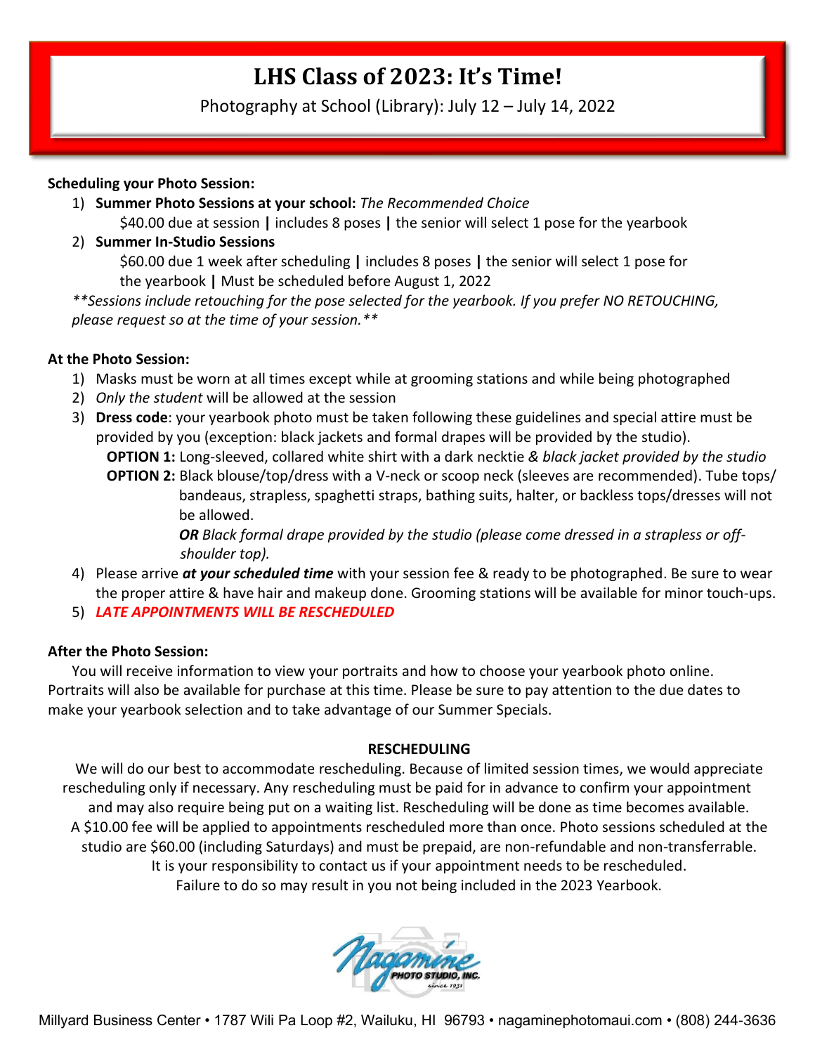# LHS Class of 2023: It's Time!

Photography at School (Library): July 12 – July 14, 2022

**Scheduling your Photo Session:**

1) **Summer Photo Sessions at your school:** *The Recommended Choice*
   $40.00 due at session **|** includes 8 poses **|** the senior will select 1 pose for the yearbook
2) **Summer In-Studio Sessions**
   $60.00 due 1 week after scheduling **|** includes 8 poses **|** the senior will select 1 pose for the yearbook **|** Must be scheduled before August 1, 2022

*\*\*Sessions include retouching for the pose selected for the yearbook. If you prefer NO RETOUCHING, please request so at the time of your session.\*\**

**At the Photo Session:**

1) Masks must be worn at all times except while at grooming stations and while being photographed
2) *Only the student* will be allowed at the session
3) **Dress code**: your yearbook photo must be taken following these guidelines and special attire must be provided by you (exception: black jackets and formal drapes will be provided by the studio).
   **OPTION 1:** Long-sleeved, collared white shirt with a dark necktie *& black jacket provided by the studio*
   **OPTION 2:** Black blouse/top/dress with a V-neck or scoop neck (sleeves are recommended). Tube tops/bandeaus, strapless, spaghetti straps, bathing suits, halter, or backless tops/dresses will not be allowed.
   ***OR*** *Black formal drape provided by the studio (please come dressed in a strapless or off-shoulder top).*
4) Please arrive ***at your scheduled time*** with your session fee & ready to be photographed. Be sure to wear the proper attire & have hair and makeup done. Grooming stations will be available for minor touch-ups.
5) ***LATE APPOINTMENTS WILL BE RESCHEDULED***

**After the Photo Session:**

You will receive information to view your portraits and how to choose your yearbook photo online. Portraits will also be available for purchase at this time. Please be sure to pay attention to the due dates to make your yearbook selection and to take advantage of our Summer Specials.

**RESCHEDULING**

We will do our best to accommodate rescheduling. Because of limited session times, we would appreciate rescheduling only if necessary. Any rescheduling must be paid for in advance to confirm your appointment and may also require being put on a waiting list. Rescheduling will be done as time becomes available. A $10.00 fee will be applied to appointments rescheduled more than once. Photo sessions scheduled at the studio are $60.00 (including Saturdays) and must be prepaid, are non-refundable and non-transferrable. It is your responsibility to contact us if your appointment needs to be rescheduled. Failure to do so may result in you not being included in the 2023 Yearbook.

Nagamine PHOTO STUDIO, INC. since 1931

Millyard Business Center • 1787 Wili Pa Loop #2, Wailuku, HI 96793 • nagaminephotomaui.com • (808) 244-3636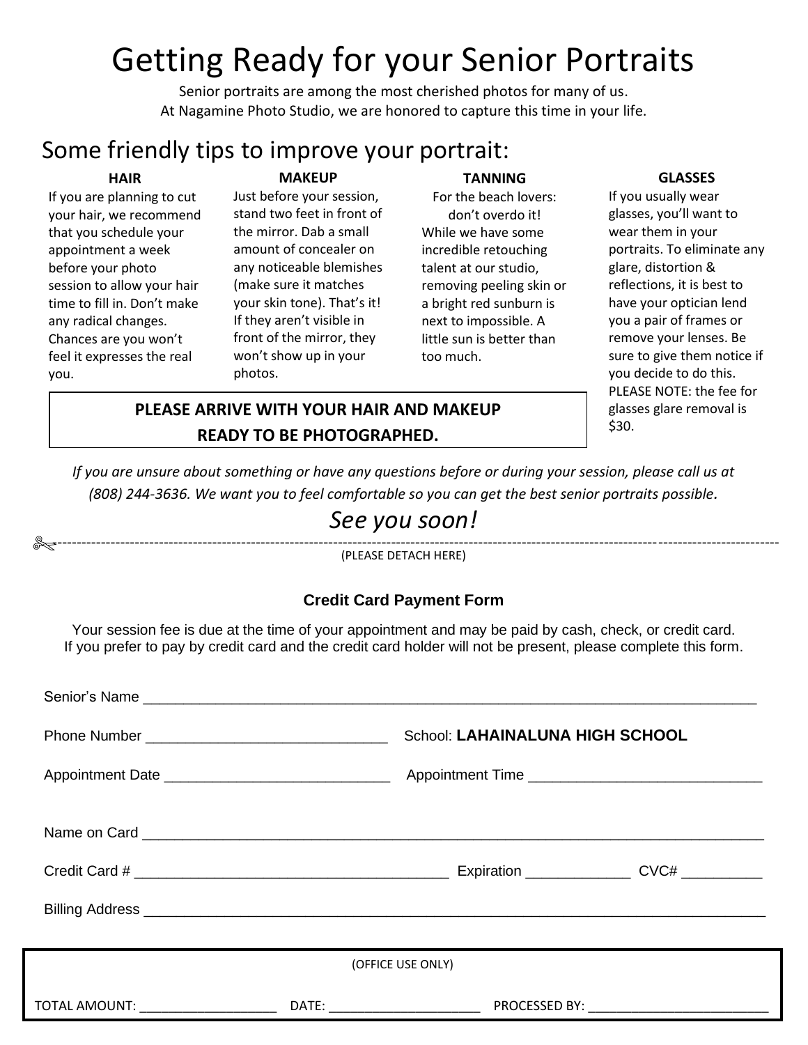# Getting Ready for your Senior Portraits

Senior portraits are among the most cherished photos for many of us.
At Nagamine Photo Studio, we are honored to capture this time in your life.

## Some friendly tips to improve your portrait:

**HAIR**

If you are planning to cut your hair, we recommend that you schedule your appointment a week before your photo session to allow your hair time to fill in. Don't make any radical changes. Chances are you won't feel it expresses the real you.

**MAKEUP**

Just before your session, stand two feet in front of the mirror. Dab a small amount of concealer on any noticeable blemishes (make sure it matches your skin tone). That's it! If they aren't visible in front of the mirror, they won't show up in your photos.

**TANNING**

For the beach lovers: don't overdo it! While we have some incredible retouching talent at our studio, removing peeling skin or a bright red sunburn is next to impossible. A little sun is better than too much.

**GLASSES**

If you usually wear glasses, you'll want to wear them in your portraits. To eliminate any glare, distortion & reflections, it is best to have your optician lend you a pair of frames or remove your lenses. Be sure to give them notice if you decide to do this. PLEASE NOTE: the fee for glasses glare removal is $30.

**PLEASE ARRIVE WITH YOUR HAIR AND MAKEUP READY TO BE PHOTOGRAPHED.**

*If you are unsure about something or have any questions before or during your session, please call us at (808) 244-3636. We want you to feel comfortable so you can get the best senior portraits possible.*

*See you soon!*

---

(PLEASE DETACH HERE)

**Credit Card Payment Form**

Your session fee is due at the time of your appointment and may be paid by cash, check, or credit card.
If you prefer to pay by credit card and the credit card holder will not be present, please complete this form.

Senior's Name ______________________________________________

Phone Number ______________________ School: **LAHAINALUNA HIGH SCHOOL**

Appointment Date ______________________ Appointment Time ______________________

Name on Card ______________________________________________

Credit Card # ______________________ Expiration __________ CVC# ________

Billing Address ______________________________________________

(OFFICE USE ONLY)

TOTAL AMOUNT: ______________ DATE: ______________ PROCESSED BY: ______________